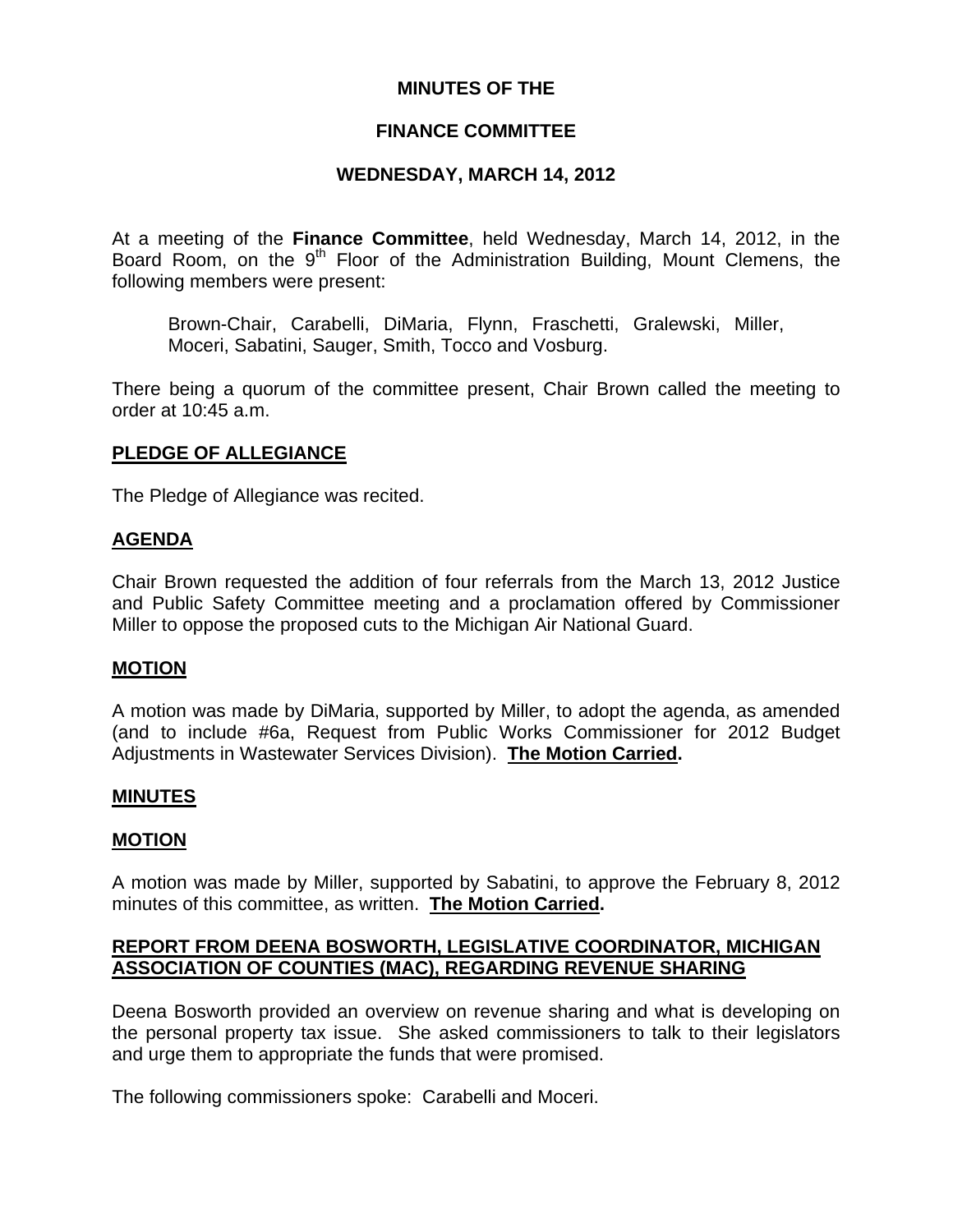# MINUTES OF THE

# FINANCE COMMITTEE

# WEDNESDAY, MARCH 14, 2012

At a meeting of the **Finance Committee**, held Wednesday, March 14, 2012, in the Board Room, on the 9th Floor of the Administration Building, Mount Clemens, the following members were present:

> Brown-Chair, Carabelli, DiMaria, Flynn, Fraschetti, Gralewski, Miller, Moceri, Sabatini, Sauger, Smith, Tocco and Vosburg.

There being a quorum of the committee present, Chair Brown called the meeting to order at 10:45 a.m.

## PLEDGE OF ALLEGIANCE

The Pledge of Allegiance was recited.

## AGENDA

Chair Brown requested the addition of four referrals from the March 13, 2012 Justice and Public Safety Committee meeting and a proclamation offered by Commissioner Miller to oppose the proposed cuts to the Michigan Air National Guard.

## MOTION

A motion was made by DiMaria, supported by Miller, to adopt the agenda, as amended (and to include #6a, Request from Public Works Commissioner for 2012 Budget Adjustments in Wastewater Services Division). **The Motion Carried.**

## MINUTES

## MOTION

A motion was made by Miller, supported by Sabatini, to approve the February 8, 2012 minutes of this committee, as written. **The Motion Carried.**

## REPORT FROM DEENA BOSWORTH, LEGISLATIVE COORDINATOR, MICHIGAN ASSOCIATION OF COUNTIES (MAC), REGARDING REVENUE SHARING

Deena Bosworth provided an overview on revenue sharing and what is developing on the personal property tax issue. She asked commissioners to talk to their legislators and urge them to appropriate the funds that were promised.

The following commissioners spoke: Carabelli and Moceri.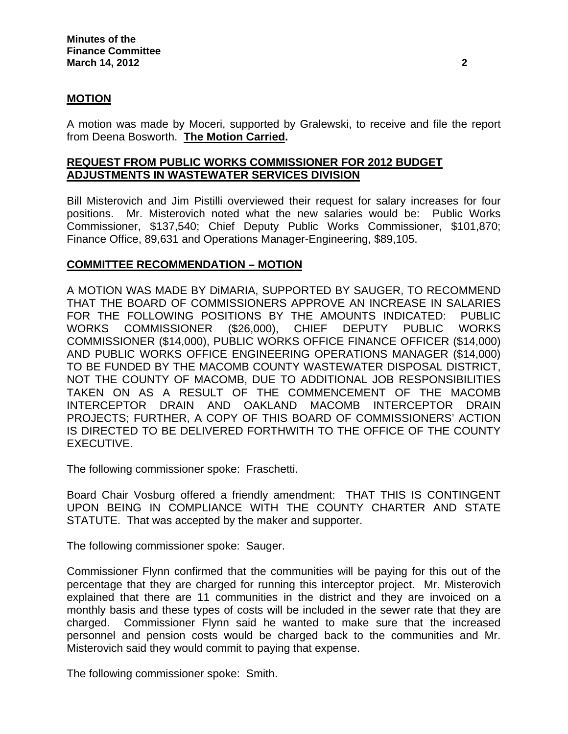**MOTION**

A motion was made by Moceri, supported by Gralewski, to receive and file the report from Deena Bosworth. **The Motion Carried.**

**REQUEST FROM PUBLIC WORKS COMMISSIONER FOR 2012 BUDGET ADJUSTMENTS IN WASTEWATER SERVICES DIVISION**

Bill Misterovich and Jim Pistilli overviewed their request for salary increases for four positions. Mr. Misterovich noted what the new salaries would be: Public Works Commissioner, $137,540; Chief Deputy Public Works Commissioner, $101,870; Finance Office, 89,631 and Operations Manager-Engineering, $89,105.

**COMMITTEE RECOMMENDATION – MOTION**

A MOTION WAS MADE BY DiMARIA, SUPPORTED BY SAUGER, TO RECOMMEND THAT THE BOARD OF COMMISSIONERS APPROVE AN INCREASE IN SALARIES FOR THE FOLLOWING POSITIONS BY THE AMOUNTS INDICATED: PUBLIC WORKS COMMISSIONER ($26,000), CHIEF DEPUTY PUBLIC WORKS COMMISSIONER ($14,000), PUBLIC WORKS OFFICE FINANCE OFFICER ($14,000) AND PUBLIC WORKS OFFICE ENGINEERING OPERATIONS MANAGER ($14,000) TO BE FUNDED BY THE MACOMB COUNTY WASTEWATER DISPOSAL DISTRICT, NOT THE COUNTY OF MACOMB, DUE TO ADDITIONAL JOB RESPONSIBILITIES TAKEN ON AS A RESULT OF THE COMMENCEMENT OF THE MACOMB INTERCEPTOR DRAIN AND OAKLAND MACOMB INTERCEPTOR DRAIN PROJECTS; FURTHER, A COPY OF THIS BOARD OF COMMISSIONERS' ACTION IS DIRECTED TO BE DELIVERED FORTHWITH TO THE OFFICE OF THE COUNTY EXECUTIVE.

The following commissioner spoke: Fraschetti.

Board Chair Vosburg offered a friendly amendment: THAT THIS IS CONTINGENT UPON BEING IN COMPLIANCE WITH THE COUNTY CHARTER AND STATE STATUTE. That was accepted by the maker and supporter.

The following commissioner spoke: Sauger.

Commissioner Flynn confirmed that the communities will be paying for this out of the percentage that they are charged for running this interceptor project. Mr. Misterovich explained that there are 11 communities in the district and they are invoiced on a monthly basis and these types of costs will be included in the sewer rate that they are charged. Commissioner Flynn said he wanted to make sure that the increased personnel and pension costs would be charged back to the communities and Mr. Misterovich said they would commit to paying that expense.

The following commissioner spoke: Smith.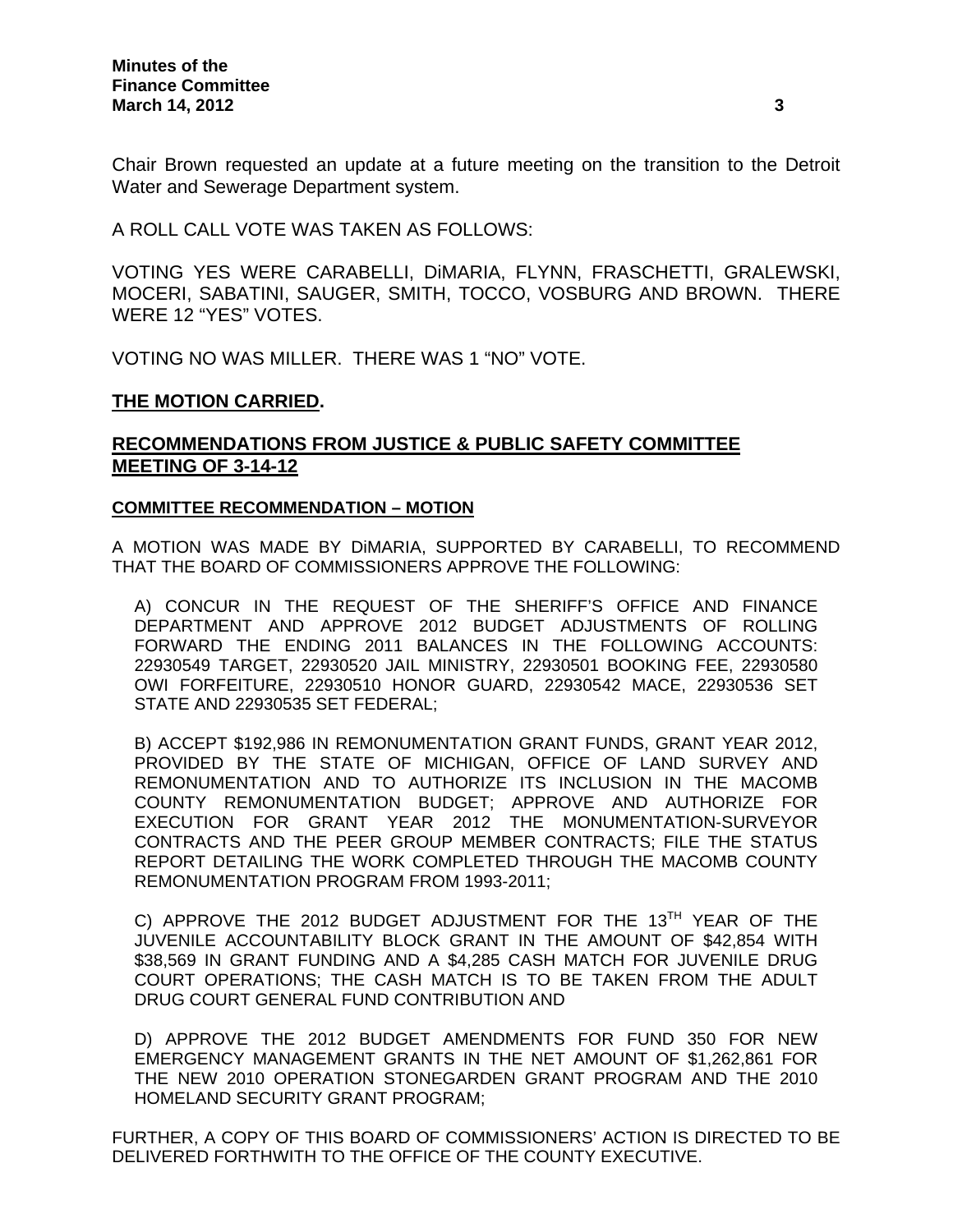Chair Brown requested an update at a future meeting on the transition to the Detroit Water and Sewerage Department system.

A ROLL CALL VOTE WAS TAKEN AS FOLLOWS:

VOTING YES WERE CARABELLI, DiMARIA, FLYNN, FRASCHETTI, GRALEWSKI, MOCERI, SABATINI, SAUGER, SMITH, TOCCO, VOSBURG AND BROWN. THERE WERE 12 "YES" VOTES.

VOTING NO WAS MILLER. THERE WAS 1 "NO" VOTE.

**THE MOTION CARRIED.**

## RECOMMENDATIONS FROM JUSTICE & PUBLIC SAFETY COMMITTEE MEETING OF 3-14-12

### COMMITTEE RECOMMENDATION – MOTION

A MOTION WAS MADE BY DiMARIA, SUPPORTED BY CARABELLI, TO RECOMMEND THAT THE BOARD OF COMMISSIONERS APPROVE THE FOLLOWING:

A) CONCUR IN THE REQUEST OF THE SHERIFF'S OFFICE AND FINANCE DEPARTMENT AND APPROVE 2012 BUDGET ADJUSTMENTS OF ROLLING FORWARD THE ENDING 2011 BALANCES IN THE FOLLOWING ACCOUNTS: 22930549 TARGET, 22930520 JAIL MINISTRY, 22930501 BOOKING FEE, 22930580 OWI FORFEITURE, 22930510 HONOR GUARD, 22930542 MACE, 22930536 SET STATE AND 22930535 SET FEDERAL;

B) ACCEPT $192,986 IN REMONUMENTATION GRANT FUNDS, GRANT YEAR 2012, PROVIDED BY THE STATE OF MICHIGAN, OFFICE OF LAND SURVEY AND REMONUMENTATION AND TO AUTHORIZE ITS INCLUSION IN THE MACOMB COUNTY REMONUMENTATION BUDGET; APPROVE AND AUTHORIZE FOR EXECUTION FOR GRANT YEAR 2012 THE MONUMENTATION-SURVEYOR CONTRACTS AND THE PEER GROUP MEMBER CONTRACTS; FILE THE STATUS REPORT DETAILING THE WORK COMPLETED THROUGH THE MACOMB COUNTY REMONUMENTATION PROGRAM FROM 1993-2011;

C) APPROVE THE 2012 BUDGET ADJUSTMENT FOR THE 13TH YEAR OF THE JUVENILE ACCOUNTABILITY BLOCK GRANT IN THE AMOUNT OF $42,854 WITH $38,569 IN GRANT FUNDING AND A $4,285 CASH MATCH FOR JUVENILE DRUG COURT OPERATIONS; THE CASH MATCH IS TO BE TAKEN FROM THE ADULT DRUG COURT GENERAL FUND CONTRIBUTION AND

D) APPROVE THE 2012 BUDGET AMENDMENTS FOR FUND 350 FOR NEW EMERGENCY MANAGEMENT GRANTS IN THE NET AMOUNT OF $1,262,861 FOR THE NEW 2010 OPERATION STONEGARDEN GRANT PROGRAM AND THE 2010 HOMELAND SECURITY GRANT PROGRAM;

FURTHER, A COPY OF THIS BOARD OF COMMISSIONERS' ACTION IS DIRECTED TO BE DELIVERED FORTHWITH TO THE OFFICE OF THE COUNTY EXECUTIVE.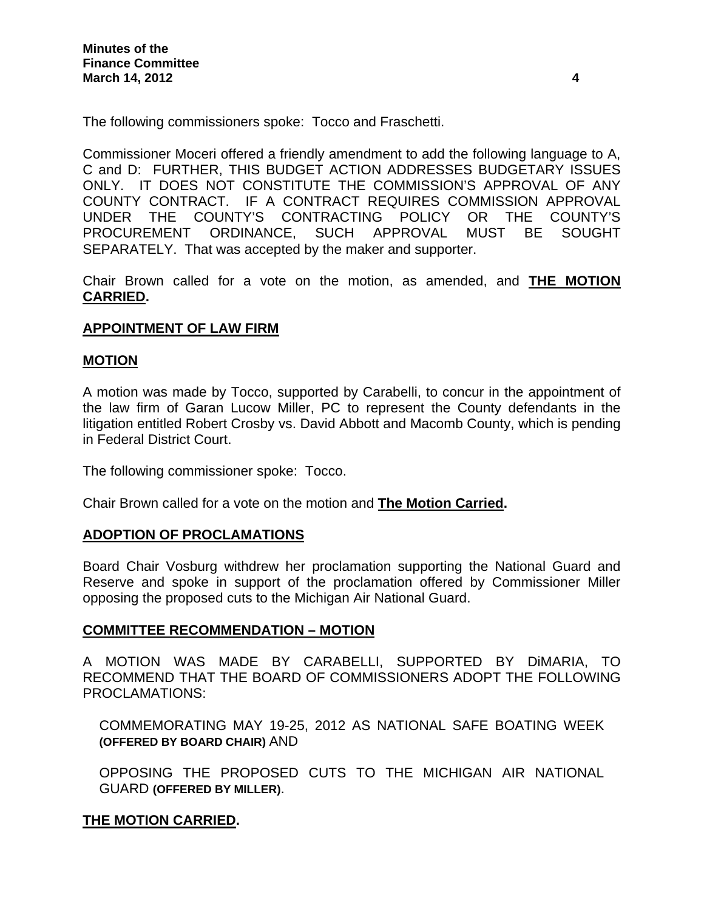The following commissioners spoke: Tocco and Fraschetti.

Commissioner Moceri offered a friendly amendment to add the following language to A, C and D: FURTHER, THIS BUDGET ACTION ADDRESSES BUDGETARY ISSUES ONLY. IT DOES NOT CONSTITUTE THE COMMISSION'S APPROVAL OF ANY COUNTY CONTRACT. IF A CONTRACT REQUIRES COMMISSION APPROVAL UNDER THE COUNTY'S CONTRACTING POLICY OR THE COUNTY'S PROCUREMENT ORDINANCE, SUCH APPROVAL MUST BE SOUGHT SEPARATELY. That was accepted by the maker and supporter.

Chair Brown called for a vote on the motion, as amended, and **THE MOTION CARRIED.**

## APPOINTMENT OF LAW FIRM

### MOTION

A motion was made by Tocco, supported by Carabelli, to concur in the appointment of the law firm of Garan Lucow Miller, PC to represent the County defendants in the litigation entitled Robert Crosby vs. David Abbott and Macomb County, which is pending in Federal District Court.

The following commissioner spoke: Tocco.

Chair Brown called for a vote on the motion and **The Motion Carried.**

## ADOPTION OF PROCLAMATIONS

Board Chair Vosburg withdrew her proclamation supporting the National Guard and Reserve and spoke in support of the proclamation offered by Commissioner Miller opposing the proposed cuts to the Michigan Air National Guard.

### COMMITTEE RECOMMENDATION – MOTION

A MOTION WAS MADE BY CARABELLI, SUPPORTED BY DiMARIA, TO RECOMMEND THAT THE BOARD OF COMMISSIONERS ADOPT THE FOLLOWING PROCLAMATIONS:

COMMEMORATING MAY 19-25, 2012 AS NATIONAL SAFE BOATING WEEK **(OFFERED BY BOARD CHAIR)** AND

OPPOSING THE PROPOSED CUTS TO THE MICHIGAN AIR NATIONAL GUARD **(OFFERED BY MILLER)**.

**THE MOTION CARRIED.**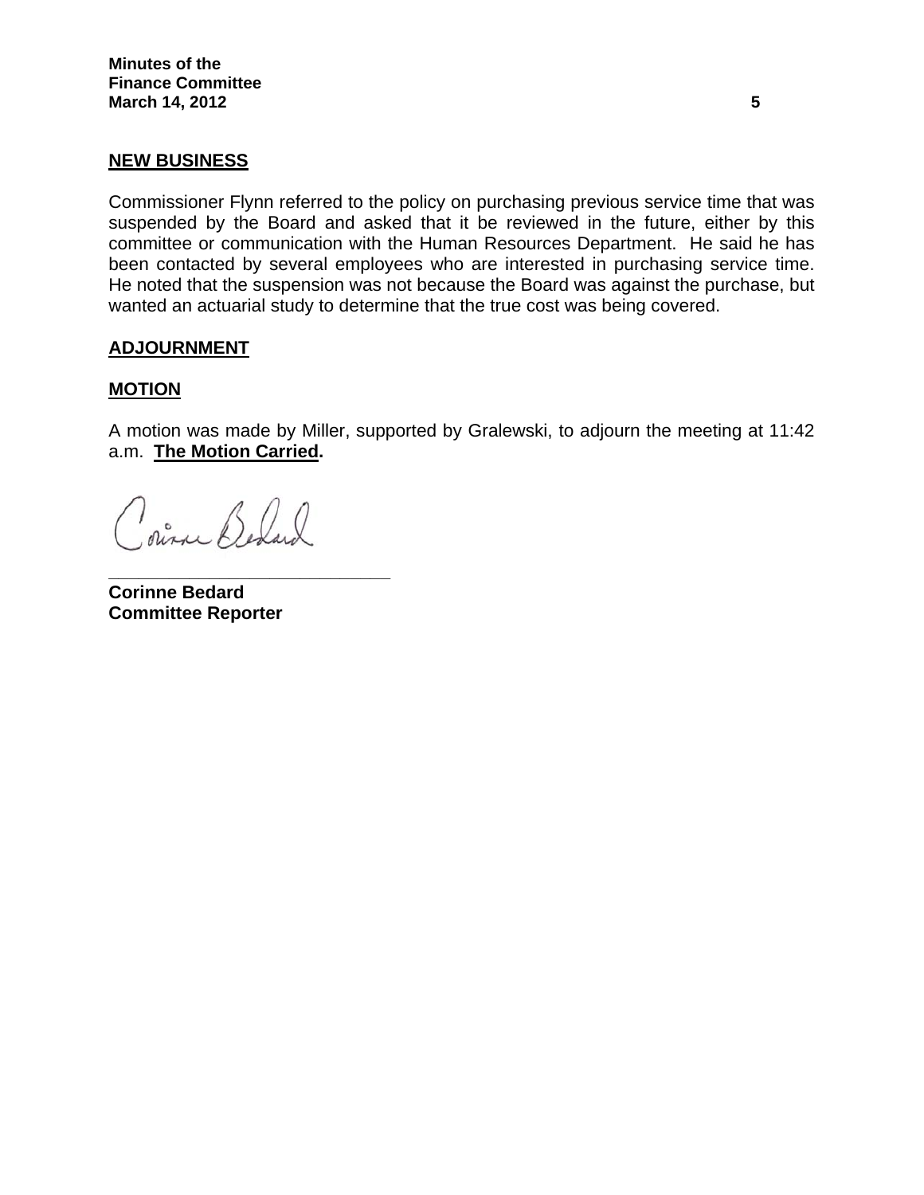## NEW BUSINESS

Commissioner Flynn referred to the policy on purchasing previous service time that was suspended by the Board and asked that it be reviewed in the future, either by this committee or communication with the Human Resources Department. He said he has been contacted by several employees who are interested in purchasing service time. He noted that the suspension was not because the Board was against the purchase, but wanted an actuarial study to determine that the true cost was being covered.

## ADJOURNMENT

## MOTION

A motion was made by Miller, supported by Gralewski, to adjourn the meeting at 11:42 a.m. **The Motion Carried.**

\_\_\_\_\_\_\_\_\_\_\_\_\_\_\_\_\_\_\_\_\_\_\_\_\_\_\_\_\_\_

**Corinne Bedard**
**Committee Reporter**